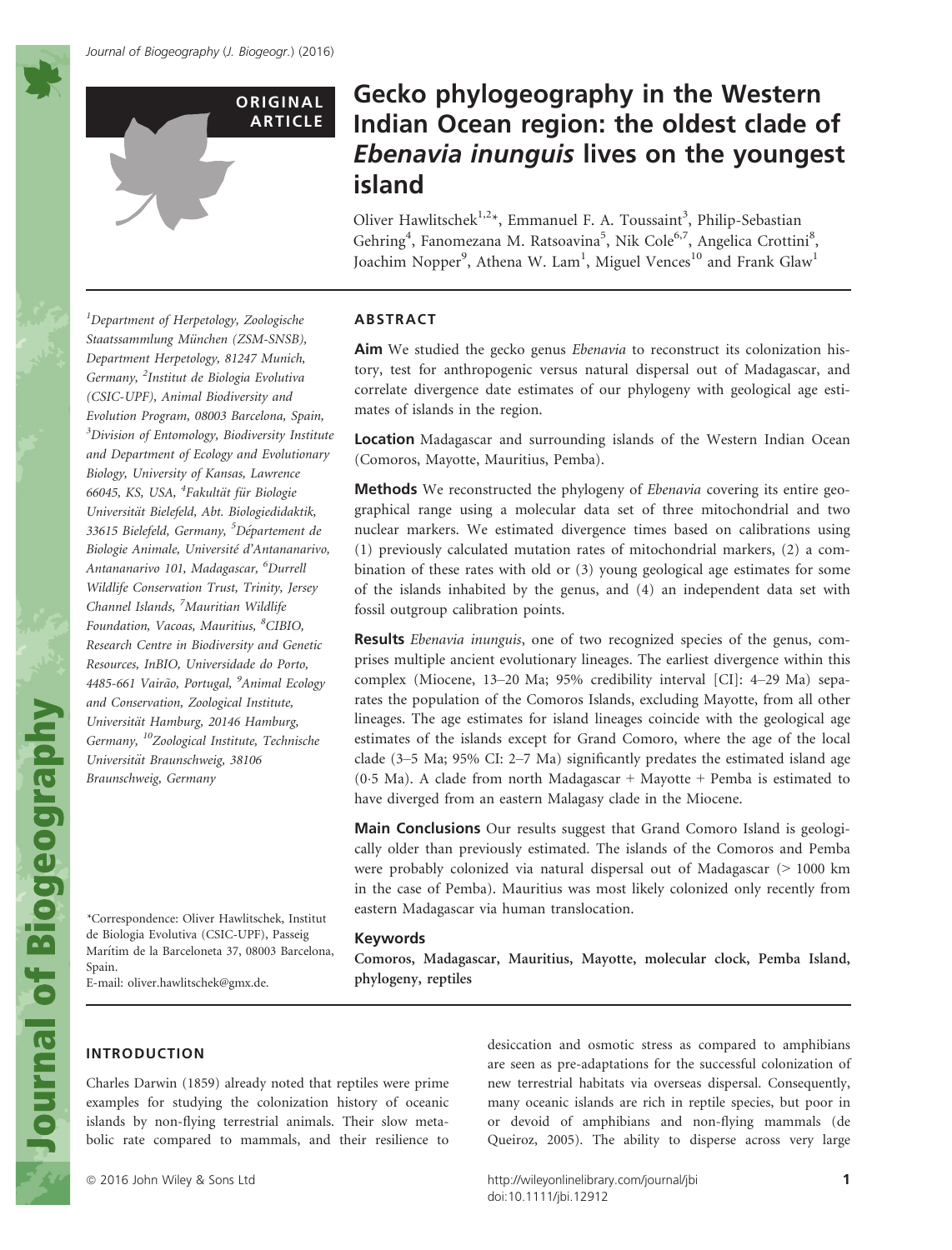ORIGINAL ARTICLE

# Gecko phylogeography in the Western Indian Ocean region: the oldest clade of *Ebenavia inunguis* lives on the youngest island

Oliver Hawlitschek[1,2]*, Emmanuel F. A. Toussaint[3], Philip-Sebastian Gehring[4], Fanomezana M. Ratsoavina[5], Nik Cole[6,7], Angelica Crottini[8], Joachim Nopper[9], Athena W. Lam[1], Miguel Vences[10] and Frank Glaw[1]

[1]Department of Herpetology, Zoologische Staatssammlung München (ZSM-SNSB), Department Herpetology, 81247 Munich, Germany, [2]Institut de Biologia Evolutiva (CSIC-UPF), Animal Biodiversity and Evolution Program, 08003 Barcelona, Spain, [3]Division of Entomology, Biodiversity Institute and Department of Ecology and Evolutionary Biology, University of Kansas, Lawrence 66045, KS, USA, [4]Fakultät für Biologie Universität Bielefeld, Abt. Biologiedidaktik, 33615 Bielefeld, Germany, [5]Département de Biologie Animale, Université d'Antananarivo, Antananarivo 101, Madagascar, [6]Durrell Wildlife Conservation Trust, Trinity, Jersey Channel Islands, [7]Mauritian Wildlife Foundation, Vacoas, Mauritius, [8]CIBIO, Research Centre in Biodiversity and Genetic Resources, InBIO, Universidade do Porto, 4485-661 Vairão, Portugal, [9]Animal Ecology and Conservation, Zoological Institute, Universität Hamburg, 20146 Hamburg, Germany, [10]Zoological Institute, Technische Universität Braunschweig, 38106 Braunschweig, Germany

*Correspondence: Oliver Hawlitschek, Institut de Biologia Evolutiva (CSIC-UPF), Passeig Marítim de la Barceloneta 37, 08003 Barcelona, Spain.
E-mail: oliver.hawlitschek@gmx.de.

## ABSTRACT

**Aim** We studied the gecko genus *Ebenavia* to reconstruct its colonization history, test for anthropogenic versus natural dispersal out of Madagascar, and correlate divergence date estimates of our phylogeny with geological age estimates of islands in the region.

**Location** Madagascar and surrounding islands of the Western Indian Ocean (Comoros, Mayotte, Mauritius, Pemba).

**Methods** We reconstructed the phylogeny of *Ebenavia* covering its entire geographical range using a molecular data set of three mitochondrial and two nuclear markers. We estimated divergence times based on calibrations using (1) previously calculated mutation rates of mitochondrial markers, (2) a combination of these rates with old or (3) young geological age estimates for some of the islands inhabited by the genus, and (4) an independent data set with fossil outgroup calibration points.

**Results** *Ebenavia inunguis*, one of two recognized species of the genus, comprises multiple ancient evolutionary lineages. The earliest divergence within this complex (Miocene, 13–20 Ma; 95% credibility interval [CI]: 4–29 Ma) separates the population of the Comoros Islands, excluding Mayotte, from all other lineages. The age estimates for island lineages coincide with the geological age estimates of the islands except for Grand Comoro, where the age of the local clade (3–5 Ma; 95% CI: 2–7 Ma) significantly predates the estimated island age (0·5 Ma). A clade from north Madagascar + Mayotte + Pemba is estimated to have diverged from an eastern Malagasy clade in the Miocene.

**Main Conclusions** Our results suggest that Grand Comoro Island is geologically older than previously estimated. The islands of the Comoros and Pemba were probably colonized via natural dispersal out of Madagascar (> 1000 km in the case of Pemba). Mauritius was most likely colonized only recently from eastern Madagascar via human translocation.

### Keywords

Comoros, Madagascar, Mauritius, Mayotte, molecular clock, Pemba Island, phylogeny, reptiles

## INTRODUCTION

Charles Darwin (1859) already noted that reptiles were prime examples for studying the colonization history of oceanic islands by non-flying terrestrial animals. Their slow metabolic rate compared to mammals, and their resilience to desiccation and osmotic stress as compared to amphibians are seen as pre-adaptations for the successful colonization of new terrestrial habitats via overseas dispersal. Consequently, many oceanic islands are rich in reptile species, but poor in or devoid of amphibians and non-flying mammals (de Queiroz, 2005). The ability to disperse across very large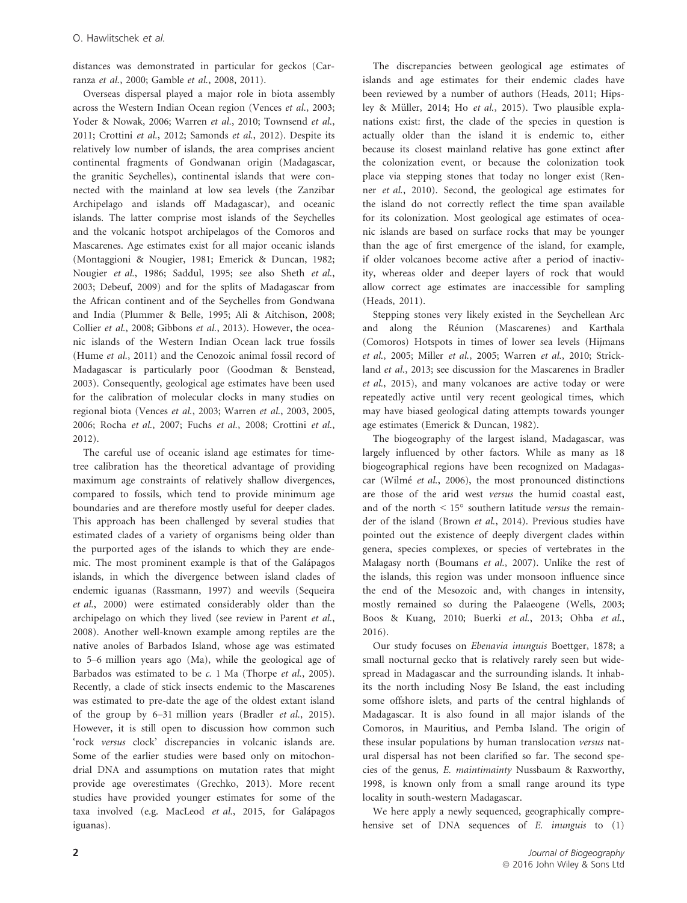distances was demonstrated in particular for geckos (Carranza *et al.*, 2000; Gamble *et al.*, 2008, 2011).

Overseas dispersal played a major role in biota assembly across the Western Indian Ocean region (Vences *et al.*, 2003; Yoder & Nowak, 2006; Warren *et al.*, 2010; Townsend *et al.*, 2011; Crottini *et al.*, 2012; Samonds *et al.*, 2012). Despite its relatively low number of islands, the area comprises ancient continental fragments of Gondwanan origin (Madagascar, the granitic Seychelles), continental islands that were connected with the mainland at low sea levels (the Zanzibar Archipelago and islands off Madagascar), and oceanic islands. The latter comprise most islands of the Seychelles and the volcanic hotspot archipelagos of the Comoros and Mascarenes. Age estimates exist for all major oceanic islands (Montaggioni & Nougier, 1981; Emerick & Duncan, 1982; Nougier *et al.*, 1986; Saddul, 1995; see also Sheth *et al.*, 2003; Debeuf, 2009) and for the splits of Madagascar from the African continent and of the Seychelles from Gondwana and India (Plummer & Belle, 1995; Ali & Aitchison, 2008; Collier *et al.*, 2008; Gibbons *et al.*, 2013). However, the oceanic islands of the Western Indian Ocean lack true fossils (Hume *et al.*, 2011) and the Cenozoic animal fossil record of Madagascar is particularly poor (Goodman & Benstead, 2003). Consequently, geological age estimates have been used for the calibration of molecular clocks in many studies on regional biota (Vences *et al.*, 2003; Warren *et al.*, 2003, 2005, 2006; Rocha *et al.*, 2007; Fuchs *et al.*, 2008; Crottini *et al.*, 2012).

The careful use of oceanic island age estimates for time-tree calibration has the theoretical advantage of providing maximum age constraints of relatively shallow divergences, compared to fossils, which tend to provide minimum age boundaries and are therefore mostly useful for deeper clades. This approach has been challenged by several studies that estimated clades of a variety of organisms being older than the purported ages of the islands to which they are endemic. The most prominent example is that of the Galápagos islands, in which the divergence between island clades of endemic iguanas (Rassmann, 1997) and weevils (Sequeira *et al.*, 2000) were estimated considerably older than the archipelago on which they lived (see review in Parent *et al.*, 2008). Another well-known example among reptiles are the native anoles of Barbados Island, whose age was estimated to 5–6 million years ago (Ma), while the geological age of Barbados was estimated to be *c.* 1 Ma (Thorpe *et al.*, 2005). Recently, a clade of stick insects endemic to the Mascarenes was estimated to pre-date the age of the oldest extant island of the group by 6–31 million years (Bradler *et al.*, 2015). However, it is still open to discussion how common such 'rock *versus* clock' discrepancies in volcanic islands are. Some of the earlier studies were based only on mitochondrial DNA and assumptions on mutation rates that might provide age overestimates (Grechko, 2013). More recent studies have provided younger estimates for some of the taxa involved (e.g. MacLeod *et al.*, 2015, for Galápagos iguanas).

The discrepancies between geological age estimates of islands and age estimates for their endemic clades have been reviewed by a number of authors (Heads, 2011; Hipsley & Müller, 2014; Ho *et al.*, 2015). Two plausible explanations exist: first, the clade of the species in question is actually older than the island it is endemic to, either because its closest mainland relative has gone extinct after the colonization event, or because the colonization took place via stepping stones that today no longer exist (Renner *et al.*, 2010). Second, the geological age estimates for the island do not correctly reflect the time span available for its colonization. Most geological age estimates of oceanic islands are based on surface rocks that may be younger than the age of first emergence of the island, for example, if older volcanoes become active after a period of inactivity, whereas older and deeper layers of rock that would allow correct age estimates are inaccessible for sampling (Heads, 2011).

Stepping stones very likely existed in the Seychellean Arc and along the Réunion (Mascarenes) and Karthala (Comoros) Hotspots in times of lower sea levels (Hijmans *et al.*, 2005; Miller *et al.*, 2005; Warren *et al.*, 2010; Strickland *et al.*, 2013; see discussion for the Mascarenes in Bradler *et al.*, 2015), and many volcanoes are active today or were repeatedly active until very recent geological times, which may have biased geological dating attempts towards younger age estimates (Emerick & Duncan, 1982).

The biogeography of the largest island, Madagascar, was largely influenced by other factors. While as many as 18 biogeographical regions have been recognized on Madagascar (Wilmé *et al.*, 2006), the most pronounced distinctions are those of the arid west *versus* the humid coastal east, and of the north < 15° southern latitude *versus* the remainder of the island (Brown *et al.*, 2014). Previous studies have pointed out the existence of deeply divergent clades within genera, species complexes, or species of vertebrates in the Malagasy north (Boumans *et al.*, 2007). Unlike the rest of the islands, this region was under monsoon influence since the end of the Mesozoic and, with changes in intensity, mostly remained so during the Palaeogene (Wells, 2003; Boos & Kuang, 2010; Buerki *et al.*, 2013; Ohba *et al.*, 2016).

Our study focuses on *Ebenavia inunguis* Boettger, 1878; a small nocturnal gecko that is relatively rarely seen but widespread in Madagascar and the surrounding islands. It inhabits the north including Nosy Be Island, the east including some offshore islets, and parts of the central highlands of Madagascar. It is also found in all major islands of the Comoros, in Mauritius, and Pemba Island. The origin of these insular populations by human translocation *versus* natural dispersal has not been clarified so far. The second species of the genus, *E. maintimainty* Nussbaum & Raxworthy, 1998, is known only from a small range around its type locality in south-western Madagascar.

We here apply a newly sequenced, geographically comprehensive set of DNA sequences of *E. inunguis* to (1)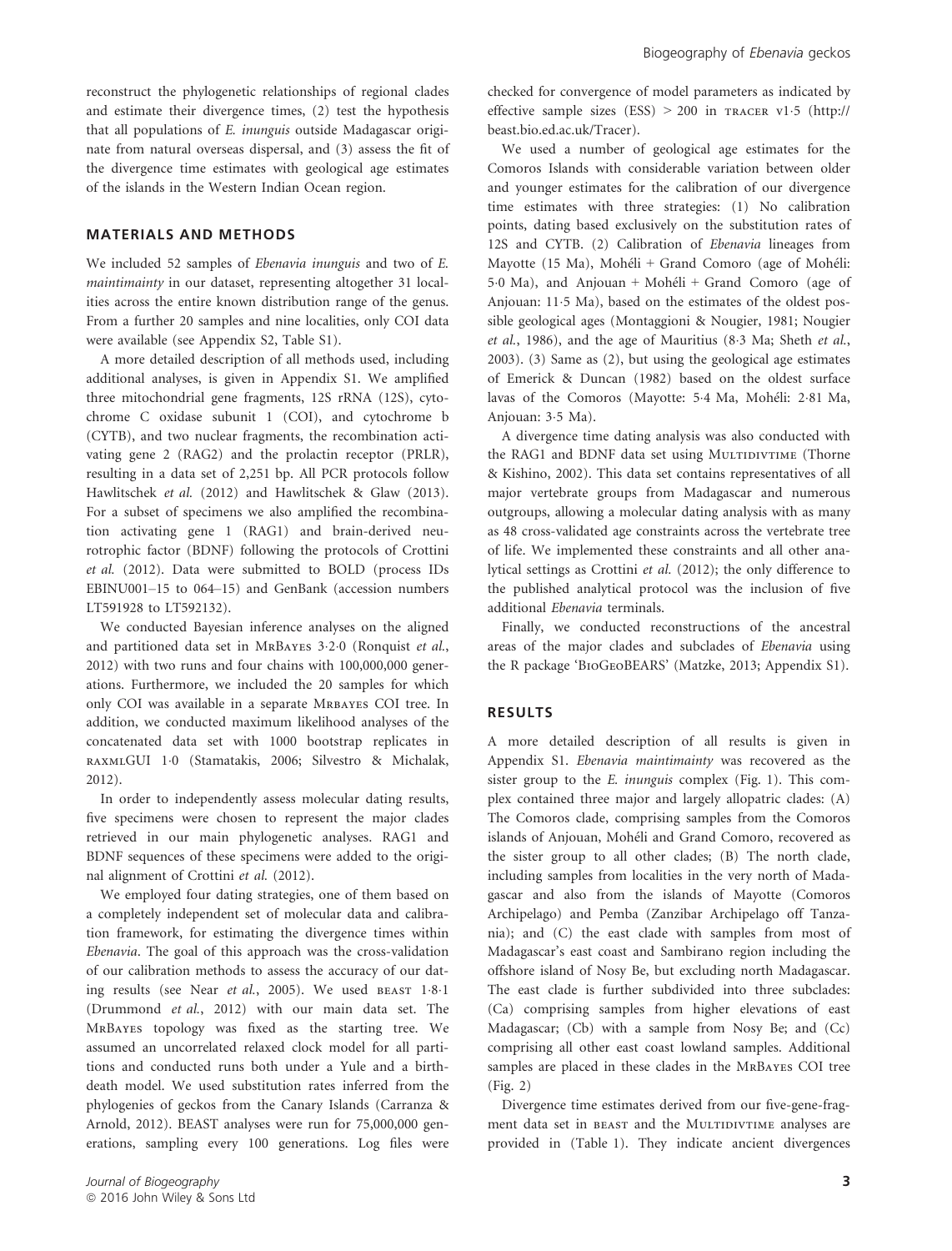reconstruct the phylogenetic relationships of regional clades and estimate their divergence times, (2) test the hypothesis that all populations of *E. inunguis* outside Madagascar originate from natural overseas dispersal, and (3) assess the fit of the divergence time estimates with geological age estimates of the islands in the Western Indian Ocean region.

## MATERIALS AND METHODS

We included 52 samples of *Ebenavia inunguis* and two of *E. maintimainty* in our dataset, representing altogether 31 localities across the entire known distribution range of the genus. From a further 20 samples and nine localities, only COI data were available (see Appendix S2, Table S1).

A more detailed description of all methods used, including additional analyses, is given in Appendix S1. We amplified three mitochondrial gene fragments, 12S rRNA (12S), cytochrome C oxidase subunit 1 (COI), and cytochrome b (CYTB), and two nuclear fragments, the recombination activating gene 2 (RAG2) and the prolactin receptor (PRLR), resulting in a data set of 2,251 bp. All PCR protocols follow Hawlitschek *et al.* (2012) and Hawlitschek & Glaw (2013). For a subset of specimens we also amplified the recombination activating gene 1 (RAG1) and brain-derived neurotrophic factor (BDNF) following the protocols of Crottini *et al.* (2012). Data were submitted to BOLD (process IDs EBINU001–15 to 064–15) and GenBank (accession numbers LT591928 to LT592132).

We conducted Bayesian inference analyses on the aligned and partitioned data set in MrBayes 3·2·0 (Ronquist *et al.*, 2012) with two runs and four chains with 100,000,000 generations. Furthermore, we included the 20 samples for which only COI was available in a separate MrBayes COI tree. In addition, we conducted maximum likelihood analyses of the concatenated data set with 1000 bootstrap replicates in raxmlGUI 1·0 (Stamatakis, 2006; Silvestro & Michalak, 2012).

In order to independently assess molecular dating results, five specimens were chosen to represent the major clades retrieved in our main phylogenetic analyses. RAG1 and BDNF sequences of these specimens were added to the original alignment of Crottini *et al.* (2012).

We employed four dating strategies, one of them based on a completely independent set of molecular data and calibration framework, for estimating the divergence times within *Ebenavia*. The goal of this approach was the cross-validation of our calibration methods to assess the accuracy of our dating results (see Near *et al.*, 2005). We used beast 1·8·1 (Drummond *et al.*, 2012) with our main data set. The MrBayes topology was fixed as the starting tree. We assumed an uncorrelated relaxed clock model for all partitions and conducted runs both under a Yule and a birth-death model. We used substitution rates inferred from the phylogenies of geckos from the Canary Islands (Carranza & Arnold, 2012). BEAST analyses were run for 75,000,000 generations, sampling every 100 generations. Log files were checked for convergence of model parameters as indicated by effective sample sizes (ESS) > 200 in tracer v1·5 (http://beast.bio.ed.ac.uk/Tracer).

We used a number of geological age estimates for the Comoros Islands with considerable variation between older and younger estimates for the calibration of our divergence time estimates with three strategies: (1) No calibration points, dating based exclusively on the substitution rates of 12S and CYTB. (2) Calibration of *Ebenavia* lineages from Mayotte (15 Ma), Mohéli + Grand Comoro (age of Mohéli: 5·0 Ma), and Anjouan + Mohéli + Grand Comoro (age of Anjouan: 11·5 Ma), based on the estimates of the oldest possible geological ages (Montaggioni & Nougier, 1981; Nougier *et al.*, 1986), and the age of Mauritius (8·3 Ma; Sheth *et al.*, 2003). (3) Same as (2), but using the geological age estimates of Emerick & Duncan (1982) based on the oldest surface lavas of the Comoros (Mayotte: 5·4 Ma, Mohéli: 2·81 Ma, Anjouan: 3·5 Ma).

A divergence time dating analysis was also conducted with the RAG1 and BDNF data set using Multidivtime (Thorne & Kishino, 2002). This data set contains representatives of all major vertebrate groups from Madagascar and numerous outgroups, allowing a molecular dating analysis with as many as 48 cross-validated age constraints across the vertebrate tree of life. We implemented these constraints and all other analytical settings as Crottini *et al.* (2012); the only difference to the published analytical protocol was the inclusion of five additional *Ebenavia* terminals.

Finally, we conducted reconstructions of the ancestral areas of the major clades and subclades of *Ebenavia* using the R package 'BioGeoBEARS' (Matzke, 2013; Appendix S1).

## RESULTS

A more detailed description of all results is given in Appendix S1. *Ebenavia maintimainty* was recovered as the sister group to the *E. inunguis* complex (Fig. 1). This complex contained three major and largely allopatric clades: (A) The Comoros clade, comprising samples from the Comoros islands of Anjouan, Mohéli and Grand Comoro, recovered as the sister group to all other clades; (B) The north clade, including samples from localities in the very north of Madagascar and also from the islands of Mayotte (Comoros Archipelago) and Pemba (Zanzibar Archipelago off Tanzania); and (C) the east clade with samples from most of Madagascar's east coast and Sambirano region including the offshore island of Nosy Be, but excluding north Madagascar. The east clade is further subdivided into three subclades: (Ca) comprising samples from higher elevations of east Madagascar; (Cb) with a sample from Nosy Be; and (Cc) comprising all other east coast lowland samples. Additional samples are placed in these clades in the MrBayes COI tree (Fig. 2)

Divergence time estimates derived from our five-gene-fragment data set in beast and the Multidivtime analyses are provided in (Table 1). They indicate ancient divergences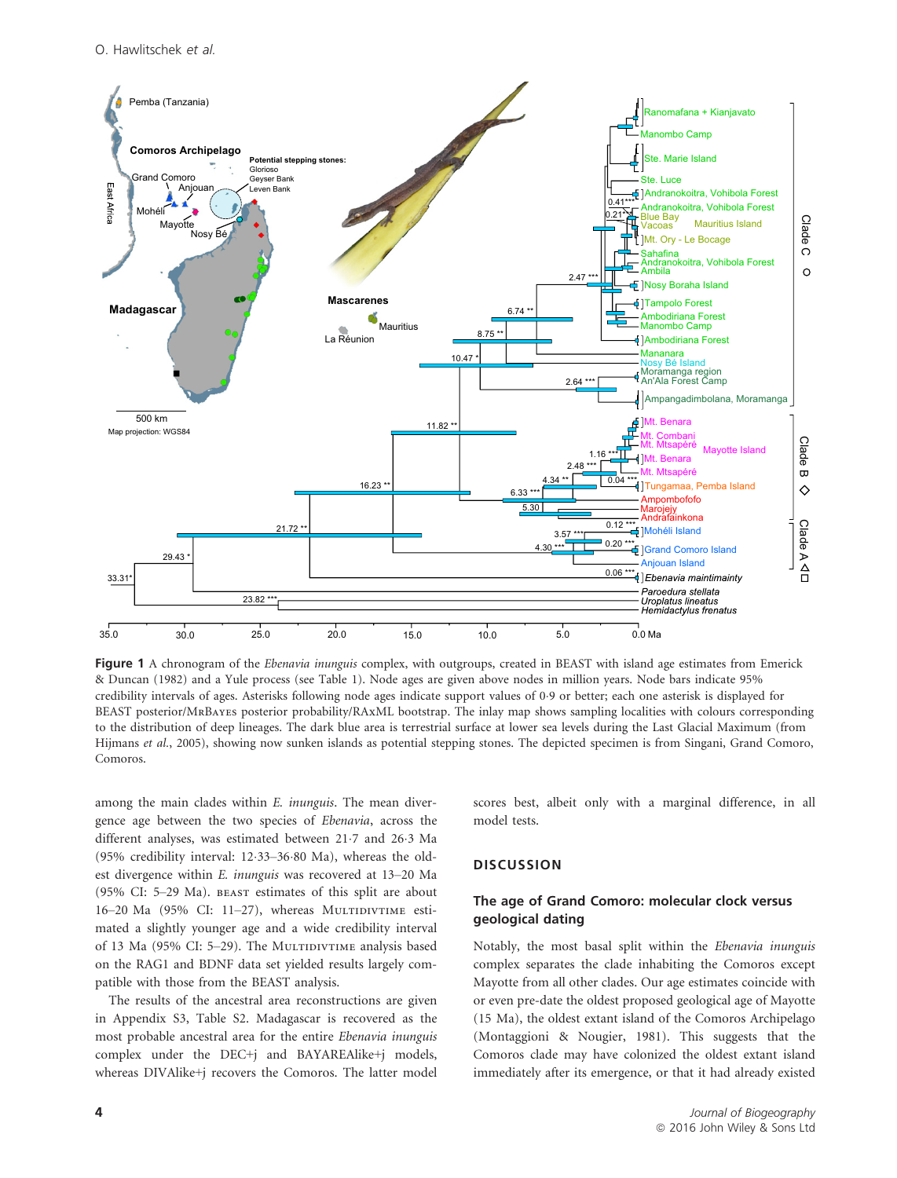**Figure 1** A chronogram of the *Ebenavia inunguis* complex, with outgroups, created in BEAST with island age estimates from Emerick & Duncan (1982) and a Yule process (see Table 1). Node ages are given above nodes in million years. Node bars indicate 95% credibility intervals of ages. Asterisks following node ages indicate support values of 0·9 or better; each one asterisk is displayed for BEAST posterior/MrBayes posterior probability/RAxML bootstrap. The inlay map shows sampling localities with colours corresponding to the distribution of deep lineages. The dark blue area is terrestrial surface at lower sea levels during the Last Glacial Maximum (from Hijmans *et al.*, 2005), showing now sunken islands as potential stepping stones. The depicted specimen is from Singani, Grand Comoro, Comoros.

among the main clades within *E. inunguis*. The mean divergence age between the two species of *Ebenavia*, across the different analyses, was estimated between 21·7 and 26·3 Ma (95% credibility interval: 12·33–36·80 Ma), whereas the oldest divergence within *E. inunguis* was recovered at 13–20 Ma (95% CI: 5–29 Ma). BEAST estimates of this split are about 16–20 Ma (95% CI: 11–27), whereas MULTIDIVTIME estimated a slightly younger age and a wide credibility interval of 13 Ma (95% CI: 5–29). The MULTIDIVTIME analysis based on the RAG1 and BDNF data set yielded results largely compatible with those from the BEAST analysis.

The results of the ancestral area reconstructions are given in Appendix S3, Table S2. Madagascar is recovered as the most probable ancestral area for the entire *Ebenavia inunguis* complex under the DEC+j and BAYAREAlike+j models, whereas DIVAlike+j recovers the Comoros. The latter model scores best, albeit only with a marginal difference, in all model tests.

## DISCUSSION

### The age of Grand Comoro: molecular clock versus geological dating

Notably, the most basal split within the *Ebenavia inunguis* complex separates the clade inhabiting the Comoros except Mayotte from all other clades. Our age estimates coincide with or even pre-date the oldest proposed geological age of Mayotte (15 Ma), the oldest extant island of the Comoros Archipelago (Montaggioni & Nougier, 1981). This suggests that the Comoros clade may have colonized the oldest extant island immediately after its emergence, or that it had already existed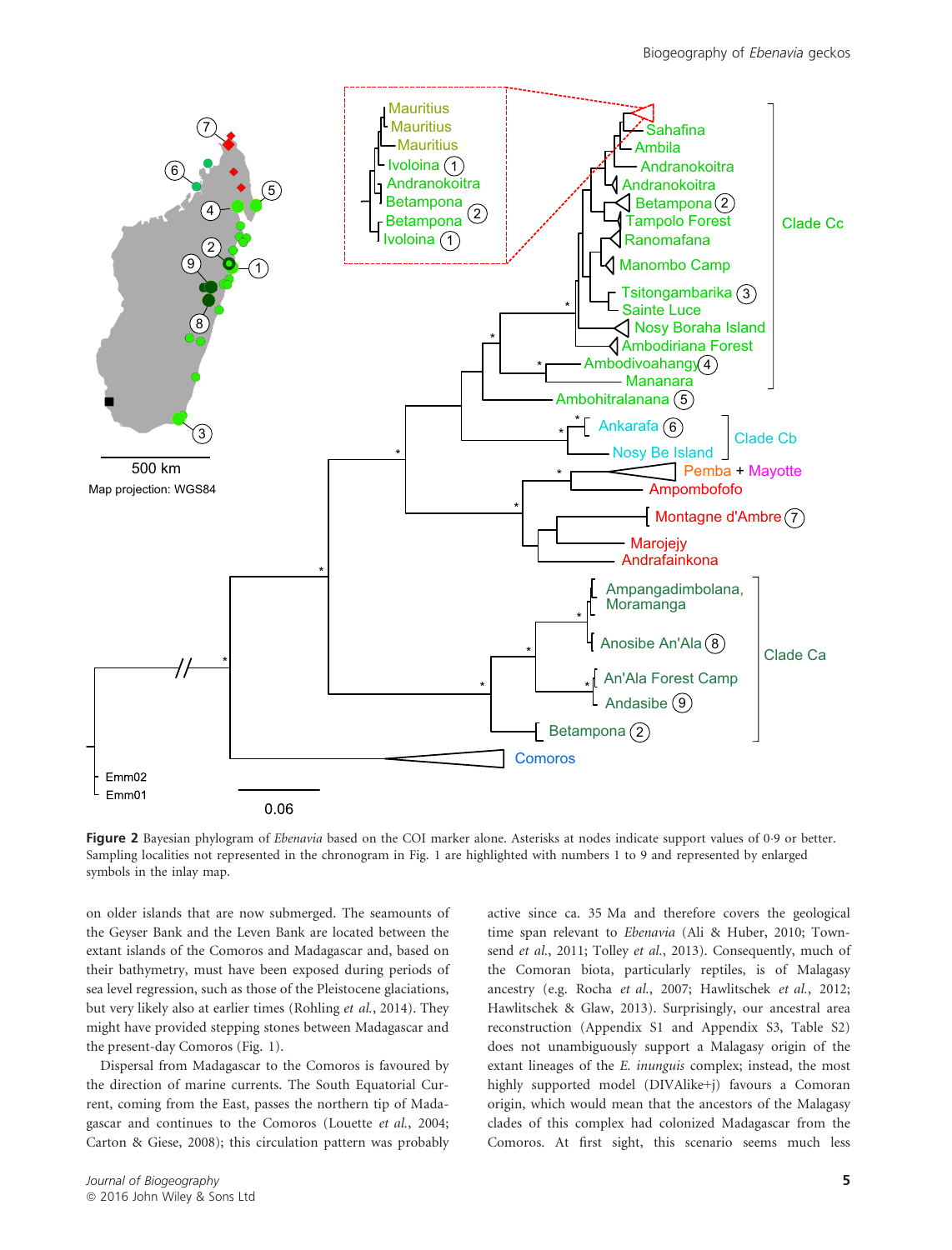**Figure 2** Bayesian phylogram of *Ebenavia* based on the COI marker alone. Asterisks at nodes indicate support values of 0·9 or better. Sampling localities not represented in the chronogram in Fig. 1 are highlighted with numbers 1 to 9 and represented by enlarged symbols in the inlay map.

on older islands that are now submerged. The seamounts of the Geyser Bank and the Leven Bank are located between the extant islands of the Comoros and Madagascar and, based on their bathymetry, must have been exposed during periods of sea level regression, such as those of the Pleistocene glaciations, but very likely also at earlier times (Rohling *et al.*, 2014). They might have provided stepping stones between Madagascar and the present-day Comoros (Fig. 1).

Dispersal from Madagascar to the Comoros is favoured by the direction of marine currents. The South Equatorial Current, coming from the East, passes the northern tip of Madagascar and continues to the Comoros (Louette *et al.*, 2004; Carton & Giese, 2008); this circulation pattern was probably active since ca. 35 Ma and therefore covers the geological time span relevant to *Ebenavia* (Ali & Huber, 2010; Townsend *et al.*, 2011; Tolley *et al.*, 2013). Consequently, much of the Comoran biota, particularly reptiles, is of Malagasy ancestry (e.g. Rocha *et al.*, 2007; Hawlitschek *et al.*, 2012; Hawlitschek & Glaw, 2013). Surprisingly, our ancestral area reconstruction (Appendix S1 and Appendix S3, Table S2) does not unambiguously support a Malagasy origin of the extant lineages of the *E. inunguis* complex; instead, the most highly supported model (DIVAlike+j) favours a Comoran origin, which would mean that the ancestors of the Malagasy clades of this complex had colonized Madagascar from the Comoros. At first sight, this scenario seems much less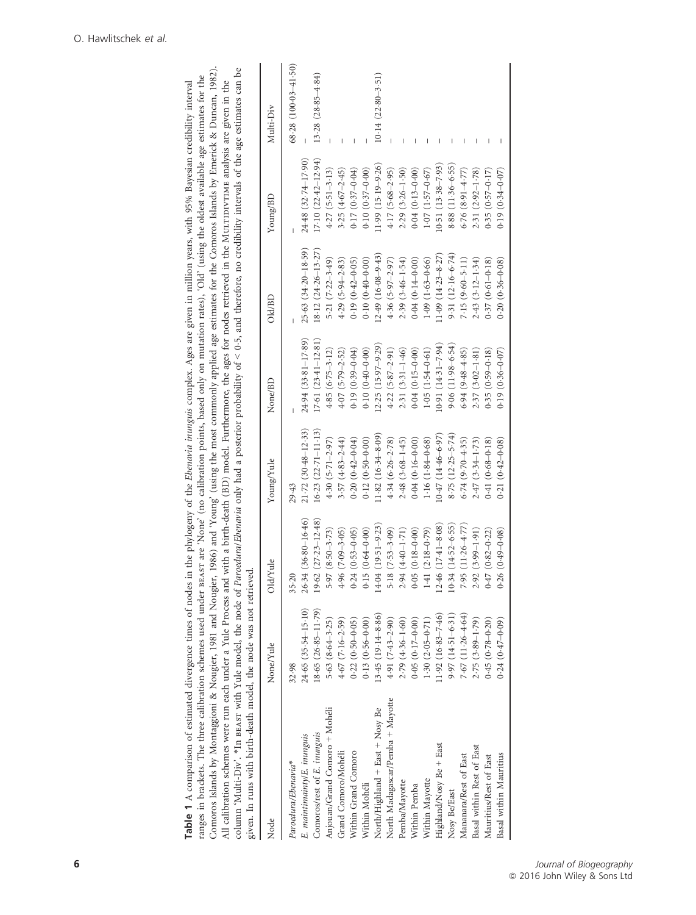**Table 1** A comparison of estimated divergence times of nodes in the phylogeny of the *Ebenavia inunguis* complex. Ages are given in million years, with 95% Bayesian credibility interval ranges in brackets. The three calibration schemes used under BEAST are 'None' (no calibration points, based only on mutation rates), 'Old' (using the oldest available age estimates for the Comoros Islands by Montaggioni & Nougier, 1981 and Nougier, 1986) and 'Young' (using the most commonly applied age estimates for the Comoros Islands by Emerick & Duncan, 1982). All calibration schemes were run each under a Yule Process and with a birth-death (BD) model. Furthermore, the ages for nodes retrieved in the MULTIDIVTIME analysis are given in the column 'Multi-Div'. *In BEAST with Yule model, the node of *Paroedura*/*Ebenavia* only had a posterior probability of < 0·5, and therefore, no credibility intervals of the age estimates can be given. In runs with birth-death model, the node was not retrieved.

| Node | None/Yule | Old/Yule | Young/Yule | None/BD | Old/BD | Young/BD | Multi-Div |
|---|---|---|---|---|---|---|---|
| *Paroedura*/*Ebenavia** | 32·98 | 35·20 | 29·43 | – | – | – | 68·28 (100·03–41·50) |
| *E. maintimainty*/*E. inunguis* | 24·65 (35·54–15·10) | 26·34 (36·80–16·46) | 21·72 (30·48–12·33) | 24·94 (33·81–17·89) | 25·63 (34·20–18·59) | 24·48 (32·74–17·90) | – |
| Comoros/rest of *E. inunguis* | 18·65 (26·85–11·79) | 19·62 (27·23–12·48) | 16·23 (22·71–11·13) | 17·61 (23·41–12·81) | 18·12 (24·26–13·27) | 17·10 (22·42–12·94) | 13·28 (28·85–4·84) |
| Anjouan/Grand Comoro + Mohéli | 5·63 (8·64–3·25) | 5·97 (8·50–3·73) | 4·30 (5·71–2·97) | 4·85 (6·75–3·12) | 5·21 (7·22–3·49) | 4·27 (5·51–3·13) | – |
| Grand Comoro/Mohéli | 4·67 (7·16–2·59) | 4·96 (7·09–3·05) | 3·57 (4·83–2·44) | 4·07 (5·79–2·52) | 4·29 (5·94–2·83) | 3·25 (4·67–2·45) | – |
| Within Grand Comoro | 0·22 (0·50–0·05) | 0·24 (0·53–0·05) | 0·20 (0·42–0·04) | 0·19 (0·39–0·04) | 0·19 (0·42–0·05) | 0·17 (0·37–0·04) | – |
| Within Mohéli | 0·13 (0·56–0·00) | 0·15 (0·64–0·00) | 0·12 (0·50–0·00) | 0·10 (0·40–0·00) | 0·10 (0·40–0·00) | 0·10 (0·37–0·00) | – |
| North/Highland + East + Nosy Be | 13·45 (19·14–8·86) | 14·04 (19·51–9·23) | 11·82 (16·34–8·09) | 12·25 (15·97–9·29) | 12·49 (16·08–9·43) | 11·99 (15·19–9·26) | 10·14 (22·80–3·51) |
| North Madagascar/Pemba + Mayotte | 4·91 (7·43–2·90) | 5·18 (7·53–3·09) | 4·34 (6·26–2·78) | 4·22 (5·87–2·91) | 4·36 (5·97–2·97) | 4·17 (5·68–2·95) | – |
| Pemba/Mayotte | 2·79 (4·36–1·60) | 2·94 (4·40–1·71) | 2·48 (3·68–1·45) | 2·31 (3·31–1·46) | 2·39 (3·46–1·54) | 2·29 (3·26–1·50) | – |
| Within Pemba | 0·05 (0·17–0·00) | 0·05 (0·18–0·00) | 0·04 (0·16–0·00) | 0·04 (0·15–0·00) | 0·04 (0·14–0·00) | 0·04 (0·13–0·00) | – |
| Within Mayotte | 1·30 (2·05–0·71) | 1·41 (2·18–0·79) | 1·16 (1·84–0·68) | 1·05 (1·54–0·61) | 1·09 (1·63–0·66) | 1·07 (1·57–0·67) | – |
| Highland/Nosy Be + East | 11·92 (16·83–7·46) | 12·46 (17·41–8·08) | 10·47 (14·46–6·97) | 10·91 (14·31–7·94) | 11·09 (14·23–8·27) | 10·51 (13·38–7·93) | – |
| Nosy Be/East | 9·97 (14·51–6·31) | 10·34 (14·52–6·55) | 8·75 (12·25–5·74) | 9·06 (11·98–6·54) | 9·31 (12·16–6·74) | 8·88 (11·36–6·55) | – |
| Mananara/Rest of East | 7·67 (11·26–4·64) | 7·95 (11·26–4·77) | 6·74 (9·70–4·35) | 6·94 (9·48–4·85) | 7·15 (9·60–5·11) | 6·76 (8·91–4·77) | – |
| Basal within Rest of East | 2·75 (3·89–1·79) | 2·92 (3·99–1·91) | 2·47 (3·34–1·73) | 2·37 (3·02–1·81) | 2·43 (3·12–1·34) | 2·31 (2·92–1·78) | – |
| Mauritius/Rest of East | 0·45 (0·78–0·20) | 0·47 (0·82–0·22) | 0·41 (0·68–0·18) | 0·35 (0·59–0·18) | 0·37 (0·61–0·18) | 0·35 (0·57–0·17) | – |
| Basal within Mauritius | 0·24 (0·47–0·09) | 0·26 (0·49–0·08) | 0·21 (0·42–0·08) | 0·19 (0·36–0·07) | 0·20 (0·36–0·08) | 0·19 (0·34–0·07) | – |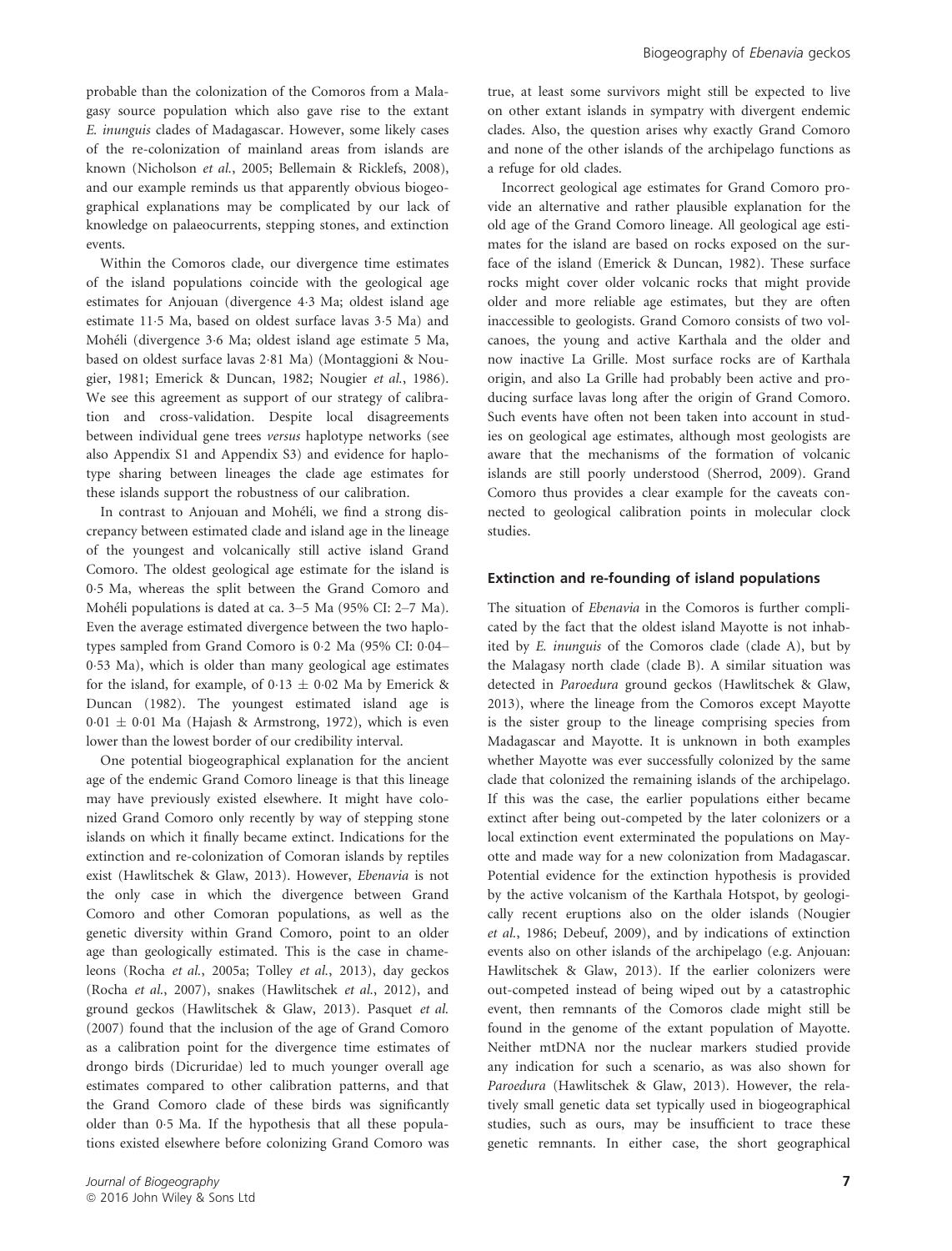probable than the colonization of the Comoros from a Malagasy source population which also gave rise to the extant *E. inunguis* clades of Madagascar. However, some likely cases of the re-colonization of mainland areas from islands are known (Nicholson *et al.*, 2005; Bellemain & Ricklefs, 2008), and our example reminds us that apparently obvious biogeographical explanations may be complicated by our lack of knowledge on palaeocurrents, stepping stones, and extinction events.

Within the Comoros clade, our divergence time estimates of the island populations coincide with the geological age estimates for Anjouan (divergence 4·3 Ma; oldest island age estimate 11·5 Ma, based on oldest surface lavas 3·5 Ma) and Mohéli (divergence 3·6 Ma; oldest island age estimate 5 Ma, based on oldest surface lavas 2·81 Ma) (Montaggioni & Nougier, 1981; Emerick & Duncan, 1982; Nougier *et al.*, 1986). We see this agreement as support of our strategy of calibration and cross-validation. Despite local disagreements between individual gene trees *versus* haplotype networks (see also Appendix S1 and Appendix S3) and evidence for haplotype sharing between lineages the clade age estimates for these islands support the robustness of our calibration.

In contrast to Anjouan and Mohéli, we find a strong discrepancy between estimated clade and island age in the lineage of the youngest and volcanically still active island Grand Comoro. The oldest geological age estimate for the island is 0·5 Ma, whereas the split between the Grand Comoro and Mohéli populations is dated at ca. 3–5 Ma (95% CI: 2–7 Ma). Even the average estimated divergence between the two haplotypes sampled from Grand Comoro is 0·2 Ma (95% CI: 0·04–0·53 Ma), which is older than many geological age estimates for the island, for example, of 0·13 ± 0·02 Ma by Emerick & Duncan (1982). The youngest estimated island age is 0·01 ± 0·01 Ma (Hajash & Armstrong, 1972), which is even lower than the lowest border of our credibility interval.

One potential biogeographical explanation for the ancient age of the endemic Grand Comoro lineage is that this lineage may have previously existed elsewhere. It might have colonized Grand Comoro only recently by way of stepping stone islands on which it finally became extinct. Indications for the extinction and re-colonization of Comoran islands by reptiles exist (Hawlitschek & Glaw, 2013). However, *Ebenavia* is not the only case in which the divergence between Grand Comoro and other Comoran populations, as well as the genetic diversity within Grand Comoro, point to an older age than geologically estimated. This is the case in chameleons (Rocha *et al.*, 2005a; Tolley *et al.*, 2013), day geckos (Rocha *et al.*, 2007), snakes (Hawlitschek *et al.*, 2012), and ground geckos (Hawlitschek & Glaw, 2013). Pasquet *et al.* (2007) found that the inclusion of the age of Grand Comoro as a calibration point for the divergence time estimates of drongo birds (Dicruridae) led to much younger overall age estimates compared to other calibration patterns, and that the Grand Comoro clade of these birds was significantly older than 0·5 Ma. If the hypothesis that all these populations existed elsewhere before colonizing Grand Comoro was true, at least some survivors might still be expected to live on other extant islands in sympatry with divergent endemic clades. Also, the question arises why exactly Grand Comoro and none of the other islands of the archipelago functions as a refuge for old clades.

Incorrect geological age estimates for Grand Comoro provide an alternative and rather plausible explanation for the old age of the Grand Comoro lineage. All geological age estimates for the island are based on rocks exposed on the surface of the island (Emerick & Duncan, 1982). These surface rocks might cover older volcanic rocks that might provide older and more reliable age estimates, but they are often inaccessible to geologists. Grand Comoro consists of two volcanoes, the young and active Karthala and the older and now inactive La Grille. Most surface rocks are of Karthala origin, and also La Grille had probably been active and producing surface lavas long after the origin of Grand Comoro. Such events have often not been taken into account in studies on geological age estimates, although most geologists are aware that the mechanisms of the formation of volcanic islands are still poorly understood (Sherrod, 2009). Grand Comoro thus provides a clear example for the caveats connected to geological calibration points in molecular clock studies.

### Extinction and re-founding of island populations

The situation of *Ebenavia* in the Comoros is further complicated by the fact that the oldest island Mayotte is not inhabited by *E. inunguis* of the Comoros clade (clade A), but by the Malagasy north clade (clade B). A similar situation was detected in *Paroedura* ground geckos (Hawlitschek & Glaw, 2013), where the lineage from the Comoros except Mayotte is the sister group to the lineage comprising species from Madagascar and Mayotte. It is unknown in both examples whether Mayotte was ever successfully colonized by the same clade that colonized the remaining islands of the archipelago. If this was the case, the earlier populations either became extinct after being out-competed by the later colonizers or a local extinction event exterminated the populations on Mayotte and made way for a new colonization from Madagascar. Potential evidence for the extinction hypothesis is provided by the active volcanism of the Karthala Hotspot, by geologically recent eruptions also on the older islands (Nougier *et al.*, 1986; Debeuf, 2009), and by indications of extinction events also on other islands of the archipelago (e.g. Anjouan: Hawlitschek & Glaw, 2013). If the earlier colonizers were out-competed instead of being wiped out by a catastrophic event, then remnants of the Comoros clade might still be found in the genome of the extant population of Mayotte. Neither mtDNA nor the nuclear markers studied provide any indication for such a scenario, as was also shown for *Paroedura* (Hawlitschek & Glaw, 2013). However, the relatively small genetic data set typically used in biogeographical studies, such as ours, may be insufficient to trace these genetic remnants. In either case, the short geographical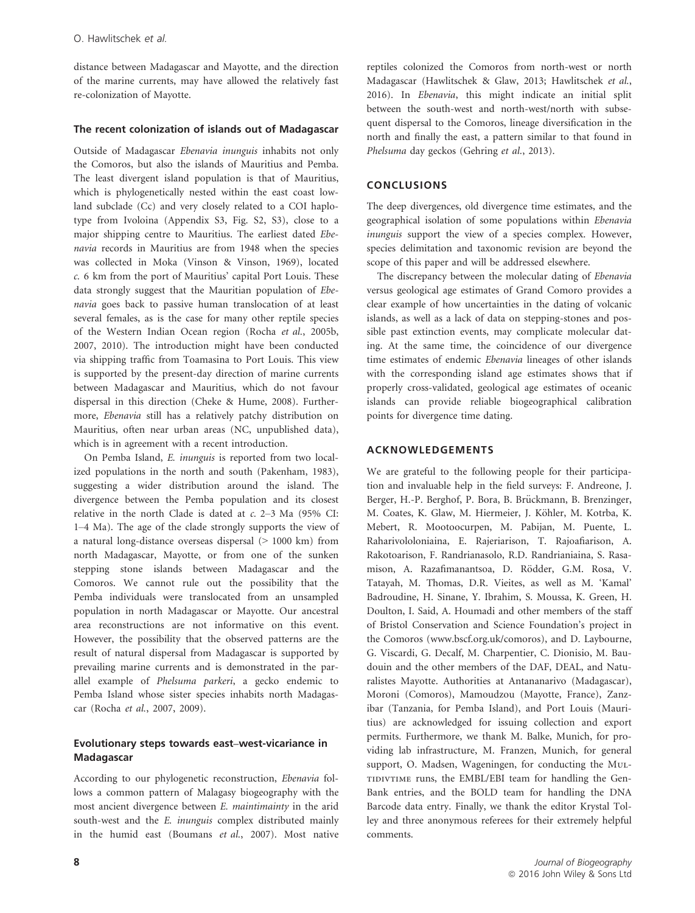distance between Madagascar and Mayotte, and the direction of the marine currents, may have allowed the relatively fast re-colonization of Mayotte.

### The recent colonization of islands out of Madagascar

Outside of Madagascar *Ebenavia inunguis* inhabits not only the Comoros, but also the islands of Mauritius and Pemba. The least divergent island population is that of Mauritius, which is phylogenetically nested within the east coast lowland subclade (Cc) and very closely related to a COI haplotype from Ivoloina (Appendix S3, Fig. S2, S3), close to a major shipping centre to Mauritius. The earliest dated *Ebenavia* records in Mauritius are from 1948 when the species was collected in Moka (Vinson & Vinson, 1969), located *c.* 6 km from the port of Mauritius' capital Port Louis. These data strongly suggest that the Mauritian population of *Ebenavia* goes back to passive human translocation of at least several females, as is the case for many other reptile species of the Western Indian Ocean region (Rocha *et al.*, 2005b, 2007, 2010). The introduction might have been conducted via shipping traffic from Toamasina to Port Louis. This view is supported by the present-day direction of marine currents between Madagascar and Mauritius, which do not favour dispersal in this direction (Cheke & Hume, 2008). Furthermore, *Ebenavia* still has a relatively patchy distribution on Mauritius, often near urban areas (NC, unpublished data), which is in agreement with a recent introduction.

On Pemba Island, *E. inunguis* is reported from two localized populations in the north and south (Pakenham, 1983), suggesting a wider distribution around the island. The divergence between the Pemba population and its closest relative in the north Clade is dated at *c.* 2–3 Ma (95% CI: 1–4 Ma). The age of the clade strongly supports the view of a natural long-distance overseas dispersal (> 1000 km) from north Madagascar, Mayotte, or from one of the sunken stepping stone islands between Madagascar and the Comoros. We cannot rule out the possibility that the Pemba individuals were translocated from an unsampled population in north Madagascar or Mayotte. Our ancestral area reconstructions are not informative on this event. However, the possibility that the observed patterns are the result of natural dispersal from Madagascar is supported by prevailing marine currents and is demonstrated in the parallel example of *Phelsuma parkeri*, a gecko endemic to Pemba Island whose sister species inhabits north Madagascar (Rocha *et al.*, 2007, 2009).

### Evolutionary steps towards east–west-vicariance in Madagascar

According to our phylogenetic reconstruction, *Ebenavia* follows a common pattern of Malagasy biogeography with the most ancient divergence between *E. maintimainty* in the arid south-west and the *E. inunguis* complex distributed mainly in the humid east (Boumans *et al.*, 2007). Most native reptiles colonized the Comoros from north-west or north Madagascar (Hawlitschek & Glaw, 2013; Hawlitschek *et al.*, 2016). In *Ebenavia*, this might indicate an initial split between the south-west and north-west/north with subsequent dispersal to the Comoros, lineage diversification in the north and finally the east, a pattern similar to that found in *Phelsuma* day geckos (Gehring *et al.*, 2013).

## CONCLUSIONS

The deep divergences, old divergence time estimates, and the geographical isolation of some populations within *Ebenavia inunguis* support the view of a species complex. However, species delimitation and taxonomic revision are beyond the scope of this paper and will be addressed elsewhere.

The discrepancy between the molecular dating of *Ebenavia* versus geological age estimates of Grand Comoro provides a clear example of how uncertainties in the dating of volcanic islands, as well as a lack of data on stepping-stones and possible past extinction events, may complicate molecular dating. At the same time, the coincidence of our divergence time estimates of endemic *Ebenavia* lineages of other islands with the corresponding island age estimates shows that if properly cross-validated, geological age estimates of oceanic islands can provide reliable biogeographical calibration points for divergence time dating.

## ACKNOWLEDGEMENTS

We are grateful to the following people for their participation and invaluable help in the field surveys: F. Andreone, J. Berger, H.-P. Berghof, P. Bora, B. Brückmann, B. Brenzinger, M. Coates, K. Glaw, M. Hiermeier, J. Köhler, M. Kotrba, K. Mebert, R. Mootoocurpen, M. Pabijan, M. Puente, L. Raharivololoniaina, E. Rajeriarison, T. Rajoafiarison, A. Rakotoarison, F. Randrianasolo, R.D. Randrianiaina, S. Rasamison, A. Razafimanantsoa, D. Rödder, G.M. Rosa, V. Tatayah, M. Thomas, D.R. Vieites, as well as M. 'Kamal' Badroudine, H. Sinane, Y. Ibrahim, S. Moussa, K. Green, H. Doulton, I. Said, A. Houmadi and other members of the staff of Bristol Conservation and Science Foundation's project in the Comoros (www.bscf.org.uk/comoros), and D. Laybourne, G. Viscardi, G. Decalf, M. Charpentier, C. Dionisio, M. Baudouin and the other members of the DAF, DEAL, and Naturalistes Mayotte. Authorities at Antananarivo (Madagascar), Moroni (Comoros), Mamoudzou (Mayotte, France), Zanzibar (Tanzania, for Pemba Island), and Port Louis (Mauritius) are acknowledged for issuing collection and export permits. Furthermore, we thank M. Balke, Munich, for providing lab infrastructure, M. Franzen, Munich, for general support, O. Madsen, Wageningen, for conducting the MULTIDIVTIME runs, the EMBL/EBI team for handling the GenBank entries, and the BOLD team for handling the DNA Barcode data entry. Finally, we thank the editor Krystal Tolley and three anonymous referees for their extremely helpful comments.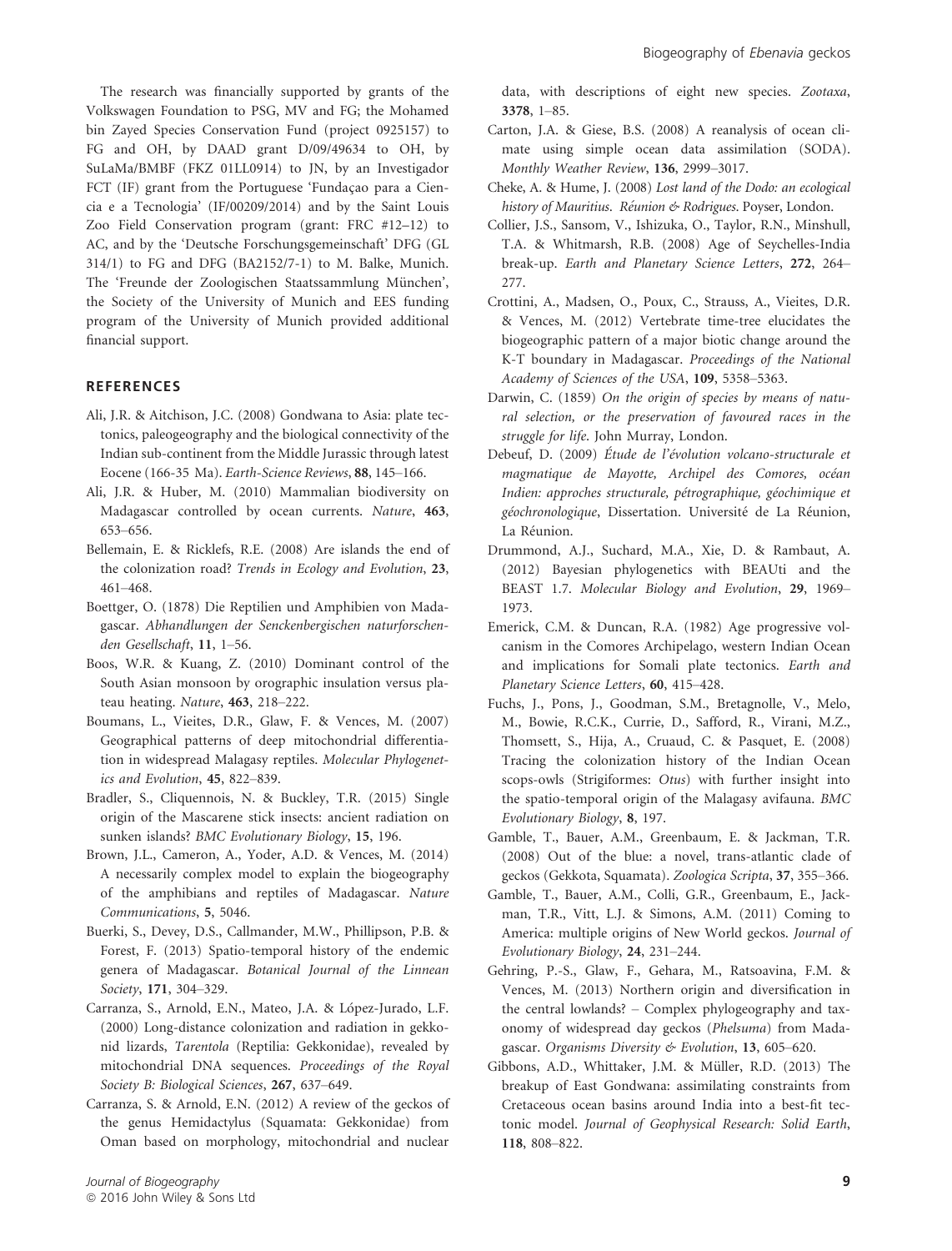The research was financially supported by grants of the Volkswagen Foundation to PSG, MV and FG; the Mohamed bin Zayed Species Conservation Fund (project 0925157) to FG and OH, by DAAD grant D/09/49634 to OH, by SuLaMa/BMBF (FKZ 01LL0914) to JN, by an Investigador FCT (IF) grant from the Portuguese 'Fundaçao para a Ciencia e a Tecnologia' (IF/00209/2014) and by the Saint Louis Zoo Field Conservation program (grant: FRC #12–12) to AC, and by the 'Deutsche Forschungsgemeinschaft' DFG (GL 314/1) to FG and DFG (BA2152/7-1) to M. Balke, Munich. The 'Freunde der Zoologischen Staatssammlung München', the Society of the University of Munich and EES funding program of the University of Munich provided additional financial support.

## REFERENCES

Ali, J.R. & Aitchison, J.C. (2008) Gondwana to Asia: plate tectonics, paleogeography and the biological connectivity of the Indian sub-continent from the Middle Jurassic through latest Eocene (166-35 Ma). *Earth-Science Reviews*, **88**, 145–166.

Ali, J.R. & Huber, M. (2010) Mammalian biodiversity on Madagascar controlled by ocean currents. *Nature*, **463**, 653–656.

Bellemain, E. & Ricklefs, R.E. (2008) Are islands the end of the colonization road? *Trends in Ecology and Evolution*, **23**, 461–468.

Boettger, O. (1878) Die Reptilien und Amphibien von Madagascar. *Abhandlungen der Senckenbergischen naturforschenden Gesellschaft*, **11**, 1–56.

Boos, W.R. & Kuang, Z. (2010) Dominant control of the South Asian monsoon by orographic insulation versus plateau heating. *Nature*, **463**, 218–222.

Boumans, L., Vieites, D.R., Glaw, F. & Vences, M. (2007) Geographical patterns of deep mitochondrial differentiation in widespread Malagasy reptiles. *Molecular Phylogenetics and Evolution*, **45**, 822–839.

Bradler, S., Cliquennois, N. & Buckley, T.R. (2015) Single origin of the Mascarene stick insects: ancient radiation on sunken islands? *BMC Evolutionary Biology*, **15**, 196.

Brown, J.L., Cameron, A., Yoder, A.D. & Vences, M. (2014) A necessarily complex model to explain the biogeography of the amphibians and reptiles of Madagascar. *Nature Communications*, **5**, 5046.

Buerki, S., Devey, D.S., Callmander, M.W., Phillipson, P.B. & Forest, F. (2013) Spatio-temporal history of the endemic genera of Madagascar. *Botanical Journal of the Linnean Society*, **171**, 304–329.

Carranza, S., Arnold, E.N., Mateo, J.A. & López-Jurado, L.F. (2000) Long-distance colonization and radiation in gekkonid lizards, *Tarentola* (Reptilia: Gekkonidae), revealed by mitochondrial DNA sequences. *Proceedings of the Royal Society B: Biological Sciences*, **267**, 637–649.

Carranza, S. & Arnold, E.N. (2012) A review of the geckos of the genus Hemidactylus (Squamata: Gekkonidae) from Oman based on morphology, mitochondrial and nuclear data, with descriptions of eight new species. *Zootaxa*, **3378**, 1–85.

Carton, J.A. & Giese, B.S. (2008) A reanalysis of ocean climate using simple ocean data assimilation (SODA). *Monthly Weather Review*, **136**, 2999–3017.

Cheke, A. & Hume, J. (2008) *Lost land of the Dodo: an ecological history of Mauritius. Réunion & Rodrigues*. Poyser, London.

Collier, J.S., Sansom, V., Ishizuka, O., Taylor, R.N., Minshull, T.A. & Whitmarsh, R.B. (2008) Age of Seychelles-India break-up. *Earth and Planetary Science Letters*, **272**, 264–277.

Crottini, A., Madsen, O., Poux, C., Strauss, A., Vieites, D.R. & Vences, M. (2012) Vertebrate time-tree elucidates the biogeographic pattern of a major biotic change around the K-T boundary in Madagascar. *Proceedings of the National Academy of Sciences of the USA*, **109**, 5358–5363.

Darwin, C. (1859) *On the origin of species by means of natural selection, or the preservation of favoured races in the struggle for life*. John Murray, London.

Debeuf, D. (2009) *Étude de l'évolution volcano-structurale et magmatique de Mayotte, Archipel des Comores, océan Indien: approches structurale, pétrographique, géochimique et géochronologique*, Dissertation. Université de La Réunion, La Réunion.

Drummond, A.J., Suchard, M.A., Xie, D. & Rambaut, A. (2012) Bayesian phylogenetics with BEAUti and the BEAST 1.7. *Molecular Biology and Evolution*, **29**, 1969–1973.

Emerick, C.M. & Duncan, R.A. (1982) Age progressive volcanism in the Comores Archipelago, western Indian Ocean and implications for Somali plate tectonics. *Earth and Planetary Science Letters*, **60**, 415–428.

Fuchs, J., Pons, J., Goodman, S.M., Bretagnolle, V., Melo, M., Bowie, R.C.K., Currie, D., Safford, R., Virani, M.Z., Thomsett, S., Hija, A., Cruaud, C. & Pasquet, E. (2008) Tracing the colonization history of the Indian Ocean scops-owls (Strigiformes: *Otus*) with further insight into the spatio-temporal origin of the Malagasy avifauna. *BMC Evolutionary Biology*, **8**, 197.

Gamble, T., Bauer, A.M., Greenbaum, E. & Jackman, T.R. (2008) Out of the blue: a novel, trans-atlantic clade of geckos (Gekkota, Squamata). *Zoologica Scripta*, **37**, 355–366.

Gamble, T., Bauer, A.M., Colli, G.R., Greenbaum, E., Jackman, T.R., Vitt, L.J. & Simons, A.M. (2011) Coming to America: multiple origins of New World geckos. *Journal of Evolutionary Biology*, **24**, 231–244.

Gehring, P.-S., Glaw, F., Gehara, M., Ratsoavina, F.M. & Vences, M. (2013) Northern origin and diversification in the central lowlands? – Complex phylogeography and taxonomy of widespread day geckos (*Phelsuma*) from Madagascar. *Organisms Diversity & Evolution*, **13**, 605–620.

Gibbons, A.D., Whittaker, J.M. & Müller, R.D. (2013) The breakup of East Gondwana: assimilating constraints from Cretaceous ocean basins around India into a best-fit tectonic model. *Journal of Geophysical Research: Solid Earth*, **118**, 808–822.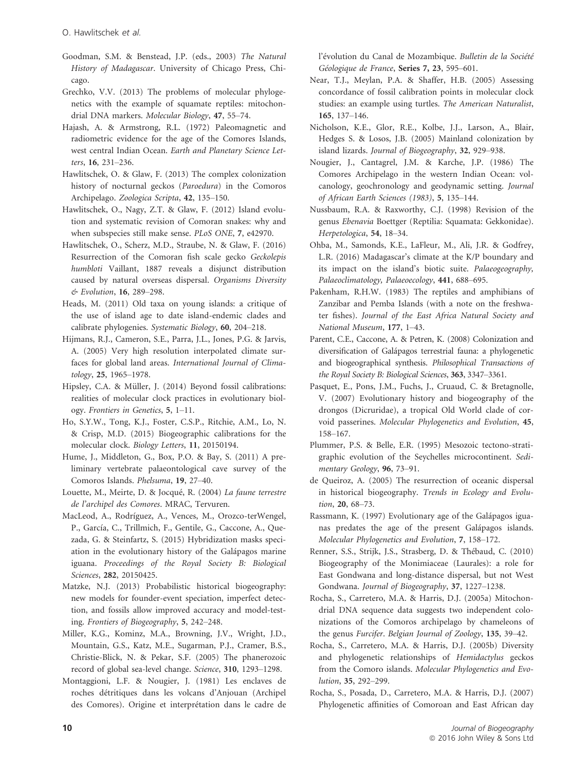Goodman, S.M. & Benstead, J.P. (eds., 2003) *The Natural History of Madagascar*. University of Chicago Press, Chicago.

Grechko, V.V. (2013) The problems of molecular phylogenetics with the example of squamate reptiles: mitochondrial DNA markers. *Molecular Biology*, **47**, 55–74.

Hajash, A. & Armstrong, R.L. (1972) Paleomagnetic and radiometric evidence for the age of the Comores Islands, west central Indian Ocean. *Earth and Planetary Science Letters*, **16**, 231–236.

Hawlitschek, O. & Glaw, F. (2013) The complex colonization history of nocturnal geckos (*Paroedura*) in the Comoros Archipelago. *Zoologica Scripta*, **42**, 135–150.

Hawlitschek, O., Nagy, Z.T. & Glaw, F. (2012) Island evolution and systematic revision of Comoran snakes: why and when subspecies still make sense. *PLoS ONE*, **7**, e42970.

Hawlitschek, O., Scherz, M.D., Straube, N. & Glaw, F. (2016) Resurrection of the Comoran fish scale gecko *Geckolepis humbloti* Vaillant, 1887 reveals a disjunct distribution caused by natural overseas dispersal. *Organisms Diversity & Evolution*, **16**, 289–298.

Heads, M. (2011) Old taxa on young islands: a critique of the use of island age to date island-endemic clades and calibrate phylogenies. *Systematic Biology*, **60**, 204–218.

Hijmans, R.J., Cameron, S.E., Parra, J.L., Jones, P.G. & Jarvis, A. (2005) Very high resolution interpolated climate surfaces for global land areas. *International Journal of Climatology*, **25**, 1965–1978.

Hipsley, C.A. & Müller, J. (2014) Beyond fossil calibrations: realities of molecular clock practices in evolutionary biology. *Frontiers in Genetics*, **5**, 1–11.

Ho, S.Y.W., Tong, K.J., Foster, C.S.P., Ritchie, A.M., Lo, N. & Crisp, M.D. (2015) Biogeographic calibrations for the molecular clock. *Biology Letters*, **11**, 20150194.

Hume, J., Middleton, G., Box, P.O. & Bay, S. (2011) A preliminary vertebrate palaeontological cave survey of the Comoros Islands. *Phelsuma*, **19**, 27–40.

Louette, M., Meirte, D. & Jocqué, R. (2004) *La faune terrestre de l'archipel des Comores*. MRAC, Tervuren.

MacLeod, A., Rodríguez, A., Vences, M., Orozco-terWengel, P., García, C., Trillmich, F., Gentile, G., Caccone, A., Quezada, G. & Steinfartz, S. (2015) Hybridization masks speciation in the evolutionary history of the Galápagos marine iguana. *Proceedings of the Royal Society B: Biological Sciences*, **282**, 20150425.

Matzke, N.J. (2013) Probabilistic historical biogeography: new models for founder-event speciation, imperfect detection, and fossils allow improved accuracy and model-testing. *Frontiers of Biogeography*, **5**, 242–248.

Miller, K.G., Kominz, M.A., Browning, J.V., Wright, J.D., Mountain, G.S., Katz, M.E., Sugarman, P.J., Cramer, B.S., Christie-Blick, N. & Pekar, S.F. (2005) The phanerozoic record of global sea-level change. *Science*, **310**, 1293–1298.

Montaggioni, L.F. & Nougier, J. (1981) Les enclaves de roches détritiques dans les volcans d'Anjouan (Archipel des Comores). Origine et interprétation dans le cadre de l'évolution du Canal de Mozambique. *Bulletin de la Société Géologique de France*, **Series 7, 23**, 595–601.

Near, T.J., Meylan, P.A. & Shaffer, H.B. (2005) Assessing concordance of fossil calibration points in molecular clock studies: an example using turtles. *The American Naturalist*, **165**, 137–146.

Nicholson, K.E., Glor, R.E., Kolbe, J.J., Larson, A., Blair, Hedges S. & Losos, J.B. (2005) Mainland colonization by island lizards. *Journal of Biogeography*, **32**, 929–938.

Nougier, J., Cantagrel, J.M. & Karche, J.P. (1986) The Comores Archipelago in the western Indian Ocean: volcanology, geochronology and geodynamic setting. *Journal of African Earth Sciences (1983)*, **5**, 135–144.

Nussbaum, R.A. & Raxworthy, C.J. (1998) Revision of the genus *Ebenavia* Boettger (Reptilia: Squamata: Gekkonidae). *Herpetologica*, **54**, 18–34.

Ohba, M., Samonds, K.E., LaFleur, M., Ali, J.R. & Godfrey, L.R. (2016) Madagascar's climate at the K/P boundary and its impact on the island's biotic suite. *Palaeogeography, Palaeoclimatology, Palaeoecology*, **441**, 688–695.

Pakenham, R.H.W. (1983) The reptiles and amphibians of Zanzibar and Pemba Islands (with a note on the freshwater fishes). *Journal of the East Africa Natural Society and National Museum*, **177**, 1–43.

Parent, C.E., Caccone, A. & Petren, K. (2008) Colonization and diversification of Galápagos terrestrial fauna: a phylogenetic and biogeographical synthesis. *Philosophical Transactions of the Royal Society B: Biological Sciences*, **363**, 3347–3361.

Pasquet, E., Pons, J.M., Fuchs, J., Cruaud, C. & Bretagnolle, V. (2007) Evolutionary history and biogeography of the drongos (Dicruridae), a tropical Old World clade of corvoid passerines. *Molecular Phylogenetics and Evolution*, **45**, 158–167.

Plummer, P.S. & Belle, E.R. (1995) Mesozoic tectono-stratigraphic evolution of the Seychelles microcontinent. *Sedimentary Geology*, **96**, 73–91.

de Queiroz, A. (2005) The resurrection of oceanic dispersal in historical biogeography. *Trends in Ecology and Evolution*, **20**, 68–73.

Rassmann, K. (1997) Evolutionary age of the Galápagos iguanas predates the age of the present Galápagos islands. *Molecular Phylogenetics and Evolution*, **7**, 158–172.

Renner, S.S., Strijk, J.S., Strasberg, D. & Thébaud, C. (2010) Biogeography of the Monimiaceae (Laurales): a role for East Gondwana and long-distance dispersal, but not West Gondwana. *Journal of Biogeography*, **37**, 1227–1238.

Rocha, S., Carretero, M.A. & Harris, D.J. (2005a) Mitochondrial DNA sequence data suggests two independent colonizations of the Comoros archipelago by chameleons of the genus *Furcifer*. *Belgian Journal of Zoology*, **135**, 39–42.

Rocha, S., Carretero, M.A. & Harris, D.J. (2005b) Diversity and phylogenetic relationships of *Hemidactylus* geckos from the Comoro islands. *Molecular Phylogenetics and Evolution*, **35**, 292–299.

Rocha, S., Posada, D., Carretero, M.A. & Harris, D.J. (2007) Phylogenetic affinities of Comoroan and East African day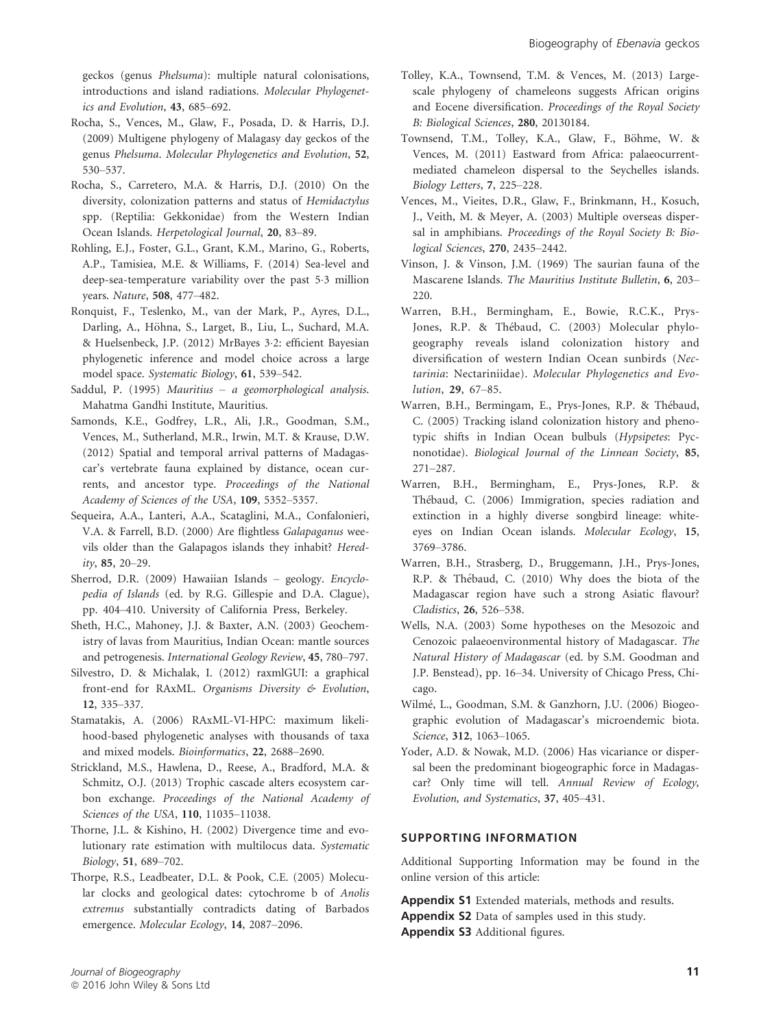geckos (genus *Phelsuma*): multiple natural colonisations, introductions and island radiations. *Molecular Phylogenetics and Evolution*, **43**, 685–692.

Rocha, S., Vences, M., Glaw, F., Posada, D. & Harris, D.J. (2009) Multigene phylogeny of Malagasy day geckos of the genus *Phelsuma*. *Molecular Phylogenetics and Evolution*, **52**, 530–537.

Rocha, S., Carretero, M.A. & Harris, D.J. (2010) On the diversity, colonization patterns and status of *Hemidactylus* spp. (Reptilia: Gekkonidae) from the Western Indian Ocean Islands. *Herpetological Journal*, **20**, 83–89.

Rohling, E.J., Foster, G.L., Grant, K.M., Marino, G., Roberts, A.P., Tamisiea, M.E. & Williams, F. (2014) Sea-level and deep-sea-temperature variability over the past 5·3 million years. *Nature*, **508**, 477–482.

Ronquist, F., Teslenko, M., van der Mark, P., Ayres, D.L., Darling, A., Höhna, S., Larget, B., Liu, L., Suchard, M.A. & Huelsenbeck, J.P. (2012) MrBayes 3·2: efficient Bayesian phylogenetic inference and model choice across a large model space. *Systematic Biology*, **61**, 539–542.

Saddul, P. (1995) *Mauritius – a geomorphological analysis*. Mahatma Gandhi Institute, Mauritius.

Samonds, K.E., Godfrey, L.R., Ali, J.R., Goodman, S.M., Vences, M., Sutherland, M.R., Irwin, M.T. & Krause, D.W. (2012) Spatial and temporal arrival patterns of Madagascar's vertebrate fauna explained by distance, ocean currents, and ancestor type. *Proceedings of the National Academy of Sciences of the USA*, **109**, 5352–5357.

Sequeira, A.A., Lanteri, A.A., Scataglini, M.A., Confalonieri, V.A. & Farrell, B.D. (2000) Are flightless *Galapaganus* weevils older than the Galapagos islands they inhabit? *Heredity*, **85**, 20–29.

Sherrod, D.R. (2009) Hawaiian Islands – geology. *Encyclopedia of Islands* (ed. by R.G. Gillespie and D.A. Clague), pp. 404–410. University of California Press, Berkeley.

Sheth, H.C., Mahoney, J.J. & Baxter, A.N. (2003) Geochemistry of lavas from Mauritius, Indian Ocean: mantle sources and petrogenesis. *International Geology Review*, **45**, 780–797.

Silvestro, D. & Michalak, I. (2012) raxmlGUI: a graphical front-end for RAxML. *Organisms Diversity & Evolution*, **12**, 335–337.

Stamatakis, A. (2006) RAxML-VI-HPC: maximum likelihood-based phylogenetic analyses with thousands of taxa and mixed models. *Bioinformatics*, **22**, 2688–2690.

Strickland, M.S., Hawlena, D., Reese, A., Bradford, M.A. & Schmitz, O.J. (2013) Trophic cascade alters ecosystem carbon exchange. *Proceedings of the National Academy of Sciences of the USA*, **110**, 11035–11038.

Thorne, J.L. & Kishino, H. (2002) Divergence time and evolutionary rate estimation with multilocus data. *Systematic Biology*, **51**, 689–702.

Thorpe, R.S., Leadbeater, D.L. & Pook, C.E. (2005) Molecular clocks and geological dates: cytochrome b of *Anolis extremus* substantially contradicts dating of Barbados emergence. *Molecular Ecology*, **14**, 2087–2096.

Tolley, K.A., Townsend, T.M. & Vences, M. (2013) Large-scale phylogeny of chameleons suggests African origins and Eocene diversification. *Proceedings of the Royal Society B: Biological Sciences*, **280**, 20130184.

Townsend, T.M., Tolley, K.A., Glaw, F., Böhme, W. & Vences, M. (2011) Eastward from Africa: palaeocurrent-mediated chameleon dispersal to the Seychelles islands. *Biology Letters*, **7**, 225–228.

Vences, M., Vieites, D.R., Glaw, F., Brinkmann, H., Kosuch, J., Veith, M. & Meyer, A. (2003) Multiple overseas dispersal in amphibians. *Proceedings of the Royal Society B: Biological Sciences*, **270**, 2435–2442.

Vinson, J. & Vinson, J.M. (1969) The saurian fauna of the Mascarene Islands. *The Mauritius Institute Bulletin*, **6**, 203–220.

Warren, B.H., Bermingham, E., Bowie, R.C.K., Prys-Jones, R.P. & Thébaud, C. (2003) Molecular phylogeography reveals island colonization history and diversification of western Indian Ocean sunbirds (*Nectarinia*: Nectariniidae). *Molecular Phylogenetics and Evolution*, **29**, 67–85.

Warren, B.H., Bermingam, E., Prys-Jones, R.P. & Thébaud, C. (2005) Tracking island colonization history and phenotypic shifts in Indian Ocean bulbuls (*Hypsipetes*: Pycnonotidae). *Biological Journal of the Linnean Society*, **85**, 271–287.

Warren, B.H., Bermingham, E., Prys-Jones, R.P. & Thébaud, C. (2006) Immigration, species radiation and extinction in a highly diverse songbird lineage: white-eyes on Indian Ocean islands. *Molecular Ecology*, **15**, 3769–3786.

Warren, B.H., Strasberg, D., Bruggemann, J.H., Prys-Jones, R.P. & Thébaud, C. (2010) Why does the biota of the Madagascar region have such a strong Asiatic flavour? *Cladistics*, **26**, 526–538.

Wells, N.A. (2003) Some hypotheses on the Mesozoic and Cenozoic palaeoenvironmental history of Madagascar. *The Natural History of Madagascar* (ed. by S.M. Goodman and J.P. Benstead), pp. 16–34. University of Chicago Press, Chicago.

Wilmé, L., Goodman, S.M. & Ganzhorn, J.U. (2006) Biogeographic evolution of Madagascar's microendemic biota. *Science*, **312**, 1063–1065.

Yoder, A.D. & Nowak, M.D. (2006) Has vicariance or dispersal been the predominant biogeographic force in Madagascar? Only time will tell. *Annual Review of Ecology, Evolution, and Systematics*, **37**, 405–431.

## SUPPORTING INFORMATION

Additional Supporting Information may be found in the online version of this article:

**Appendix S1** Extended materials, methods and results.
**Appendix S2** Data of samples used in this study.
**Appendix S3** Additional figures.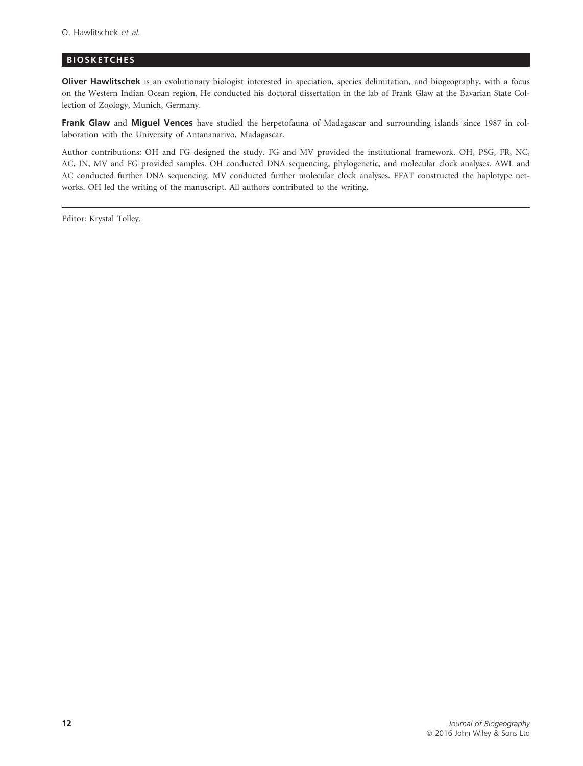## BIOSKETCHES

**Oliver Hawlitschek** is an evolutionary biologist interested in speciation, species delimitation, and biogeography, with a focus on the Western Indian Ocean region. He conducted his doctoral dissertation in the lab of Frank Glaw at the Bavarian State Collection of Zoology, Munich, Germany.

**Frank Glaw** and **Miguel Vences** have studied the herpetofauna of Madagascar and surrounding islands since 1987 in collaboration with the University of Antananarivo, Madagascar.

Author contributions: OH and FG designed the study. FG and MV provided the institutional framework. OH, PSG, FR, NC, AC, JN, MV and FG provided samples. OH conducted DNA sequencing, phylogenetic, and molecular clock analyses. AWL and AC conducted further DNA sequencing. MV conducted further molecular clock analyses. EFAT constructed the haplotype networks. OH led the writing of the manuscript. All authors contributed to the writing.

Editor: Krystal Tolley.